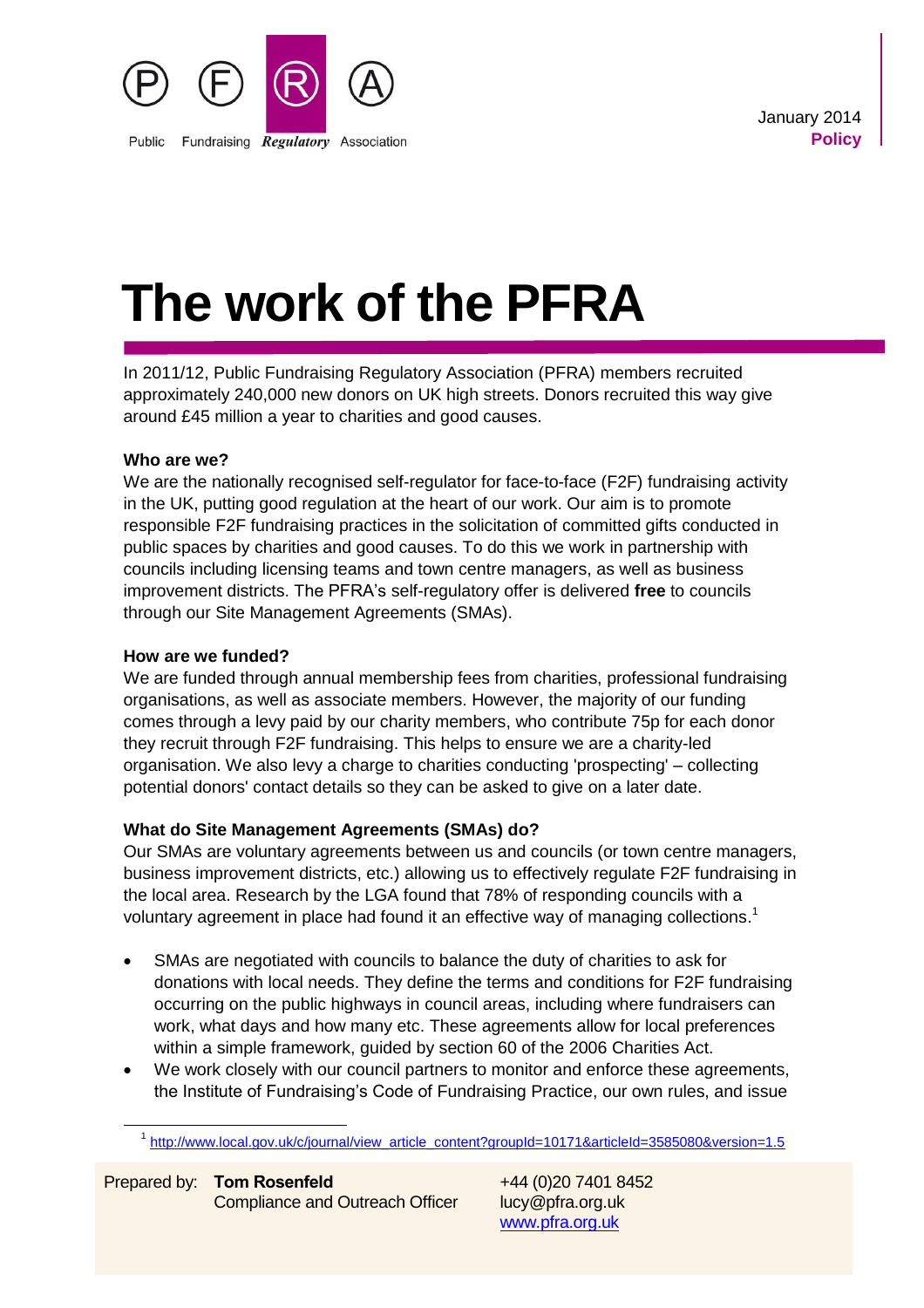Public Fundraising Regulatory Association

January 2014
**Policy**

# The work of the PFRA

In 2011/12, Public Fundraising Regulatory Association (PFRA) members recruited approximately 240,000 new donors on UK high streets. Donors recruited this way give around £45 million a year to charities and good causes.

**Who are we?**

We are the nationally recognised self-regulator for face-to-face (F2F) fundraising activity in the UK, putting good regulation at the heart of our work. Our aim is to promote responsible F2F fundraising practices in the solicitation of committed gifts conducted in public spaces by charities and good causes. To do this we work in partnership with councils including licensing teams and town centre managers, as well as business improvement districts. The PFRA's self-regulatory offer is delivered **free** to councils through our Site Management Agreements (SMAs).

**How are we funded?**

We are funded through annual membership fees from charities, professional fundraising organisations, as well as associate members. However, the majority of our funding comes through a levy paid by our charity members, who contribute 75p for each donor they recruit through F2F fundraising. This helps to ensure we are a charity-led organisation. We also levy a charge to charities conducting 'prospecting' – collecting potential donors' contact details so they can be asked to give on a later date.

**What do Site Management Agreements (SMAs) do?**

Our SMAs are voluntary agreements between us and councils (or town centre managers, business improvement districts, etc.) allowing us to effectively regulate F2F fundraising in the local area. Research by the LGA found that 78% of responding councils with a voluntary agreement in place had found it an effective way of managing collections.[1]

- SMAs are negotiated with councils to balance the duty of charities to ask for donations with local needs. They define the terms and conditions for F2F fundraising occurring on the public highways in council areas, including where fundraisers can work, what days and how many etc. These agreements allow for local preferences within a simple framework, guided by section 60 of the 2006 Charities Act.
- We work closely with our council partners to monitor and enforce these agreements, the Institute of Fundraising's Code of Fundraising Practice, our own rules, and issue

[1] http://www.local.gov.uk/c/journal/view_article_content?groupId=10171&articleId=3585080&version=1.5

Prepared by: **Tom Rosenfeld**
Compliance and Outreach Officer
+44 (0)20 7401 8452
lucy@pfra.org.uk
www.pfra.org.uk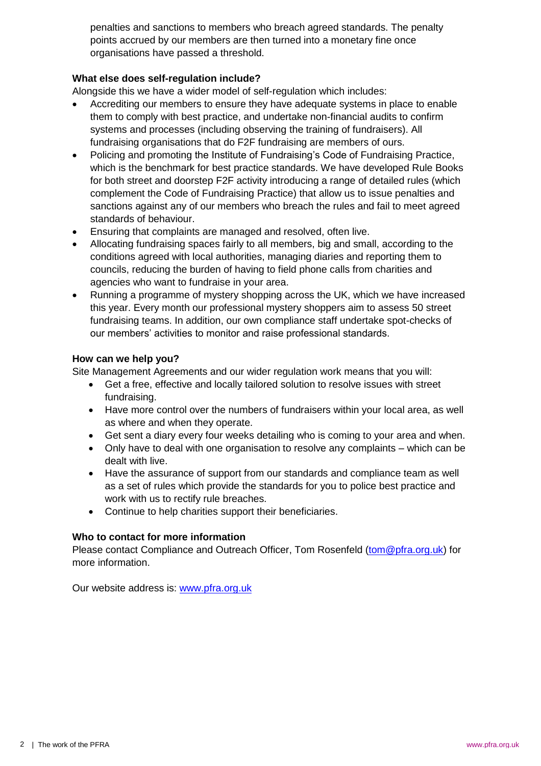penalties and sanctions to members who breach agreed standards. The penalty points accrued by our members are then turned into a monetary fine once organisations have passed a threshold.

**What else does self-regulation include?**

Alongside this we have a wider model of self-regulation which includes:

- Accrediting our members to ensure they have adequate systems in place to enable them to comply with best practice, and undertake non-financial audits to confirm systems and processes (including observing the training of fundraisers). All fundraising organisations that do F2F fundraising are members of ours.
- Policing and promoting the Institute of Fundraising's Code of Fundraising Practice, which is the benchmark for best practice standards. We have developed Rule Books for both street and doorstep F2F activity introducing a range of detailed rules (which complement the Code of Fundraising Practice) that allow us to issue penalties and sanctions against any of our members who breach the rules and fail to meet agreed standards of behaviour.
- Ensuring that complaints are managed and resolved, often live.
- Allocating fundraising spaces fairly to all members, big and small, according to the conditions agreed with local authorities, managing diaries and reporting them to councils, reducing the burden of having to field phone calls from charities and agencies who want to fundraise in your area.
- Running a programme of mystery shopping across the UK, which we have increased this year. Every month our professional mystery shoppers aim to assess 50 street fundraising teams. In addition, our own compliance staff undertake spot-checks of our members' activities to monitor and raise professional standards.

**How can we help you?**

Site Management Agreements and our wider regulation work means that you will:

- Get a free, effective and locally tailored solution to resolve issues with street fundraising.
- Have more control over the numbers of fundraisers within your local area, as well as where and when they operate.
- Get sent a diary every four weeks detailing who is coming to your area and when.
- Only have to deal with one organisation to resolve any complaints – which can be dealt with live.
- Have the assurance of support from our standards and compliance team as well as a set of rules which provide the standards for you to police best practice and work with us to rectify rule breaches.
- Continue to help charities support their beneficiaries.

**Who to contact for more information**

Please contact Compliance and Outreach Officer, Tom Rosenfeld (tom@pfra.org.uk) for more information.

Our website address is: www.pfra.org.uk